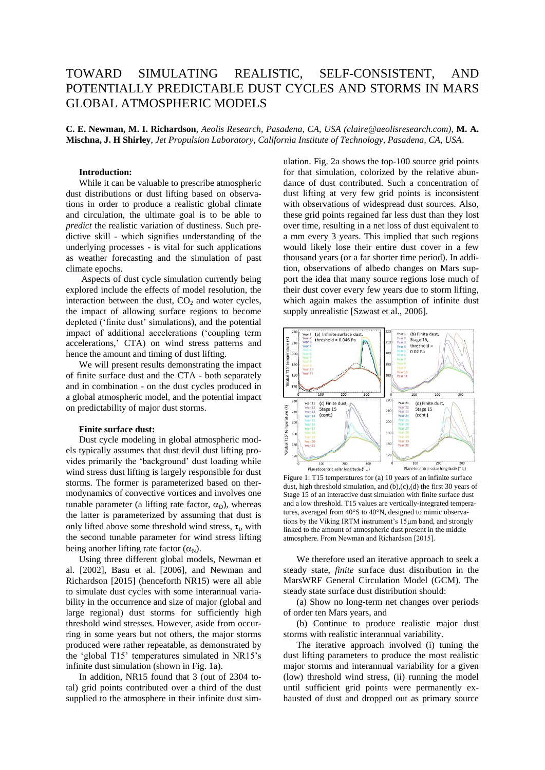# TOWARD SIMULATING REALISTIC, SELF-CONSISTENT, AND POTENTIALLY PREDICTABLE DUST CYCLES AND STORMS IN MARS GLOBAL ATMOSPHERIC MODELS

**C. E. Newman, M. I. Richardson**, *Aeolis Research, Pasadena, CA, USA (claire@aeolisresearch.com)*, **M. A. Mischna, J. H Shirley**, *Jet Propulsion Laboratory, California Institute of Technology, Pasadena, CA, USA*.

**Introduction:**

While it can be valuable to prescribe atmospheric dust distributions or dust lifting based on observations in order to produce a realistic global climate and circulation, the ultimate goal is to be able to *predict* the realistic variation of dustiness. Such predictive skill - which signifies understanding of the underlying processes - is vital for such applications as weather forecasting and the simulation of past climate epochs.

Aspects of dust cycle simulation currently being explored include the effects of model resolution, the interaction between the dust, $CO_2$ and water cycles, the impact of allowing surface regions to become depleted ('finite dust' simulations), and the potential impact of additional accelerations ('coupling term accelerations,' CTA) on wind stress patterns and hence the amount and timing of dust lifting.

We will present results demonstrating the impact of finite surface dust and the CTA - both separately and in combination - on the dust cycles produced in a global atmospheric model, and the potential impact on predictability of major dust storms.

**Finite surface dust:**

Dust cycle modeling in global atmospheric models typically assumes that dust devil dust lifting provides primarily the 'background' dust loading while wind stress dust lifting is largely responsible for dust storms. The former is parameterized based on thermodynamics of convective vortices and involves one tunable parameter (a lifting rate factor, $\alpha_D$), whereas the latter is parameterized by assuming that dust is only lifted above some threshold wind stress, $\tau_t$, with the second tunable parameter for wind stress lifting being another lifting rate factor ($\alpha_N$).

Using three different global models, Newman et al. [2002], Basu et al. [2006], and Newman and Richardson [2015] (henceforth NR15) were all able to simulate dust cycles with some interannual variability in the occurrence and size of major (global and large regional) dust storms for sufficiently high threshold wind stresses. However, aside from occurring in some years but not others, the major storms produced were rather repeatable, as demonstrated by the 'global T15' temperatures simulated in NR15's infinite dust simulation (shown in Fig. 1a).

In addition, NR15 found that 3 (out of 2304 total) grid points contributed over a third of the dust supplied to the atmosphere in their infinite dust simulation. Fig. 2a shows the top-100 source grid points for that simulation, colorized by the relative abundance of dust contributed. Such a concentration of dust lifting at very few grid points is inconsistent with observations of widespread dust sources. Also, these grid points regained far less dust than they lost over time, resulting in a net loss of dust equivalent to a mm every 3 years. This implied that such regions would likely lose their entire dust cover in a few thousand years (or a far shorter time period). In addition, observations of albedo changes on Mars support the idea that many source regions lose much of their dust cover every few years due to storm lifting, which again makes the assumption of infinite dust supply unrealistic [Szwast et al., 2006].

Figure 1: T15 temperatures for (a) 10 years of an infinite surface dust, high threshold simulation, and (b),(c),(d) the first 30 years of Stage 15 of an interactive dust simulation with finite surface dust and a low threshold. T15 values are vertically-integrated temperatures, averaged from 40°S to 40°N, designed to mimic observations by the Viking IRTM instrument's 15μm band, and strongly linked to the amount of atmospheric dust present in the middle atmosphere. From Newman and Richardson [2015].

We therefore used an iterative approach to seek a steady state, *finite* surface dust distribution in the MarsWRF General Circulation Model (GCM). The steady state surface dust distribution should:

(a) Show no long-term net changes over periods of order ten Mars years, and

(b) Continue to produce realistic major dust storms with realistic interannual variability.

The iterative approach involved (i) tuning the dust lifting parameters to produce the most realistic major storms and interannual variability for a given (low) threshold wind stress, (ii) running the model until sufficient grid points were permanently exhausted of dust and dropped out as primary source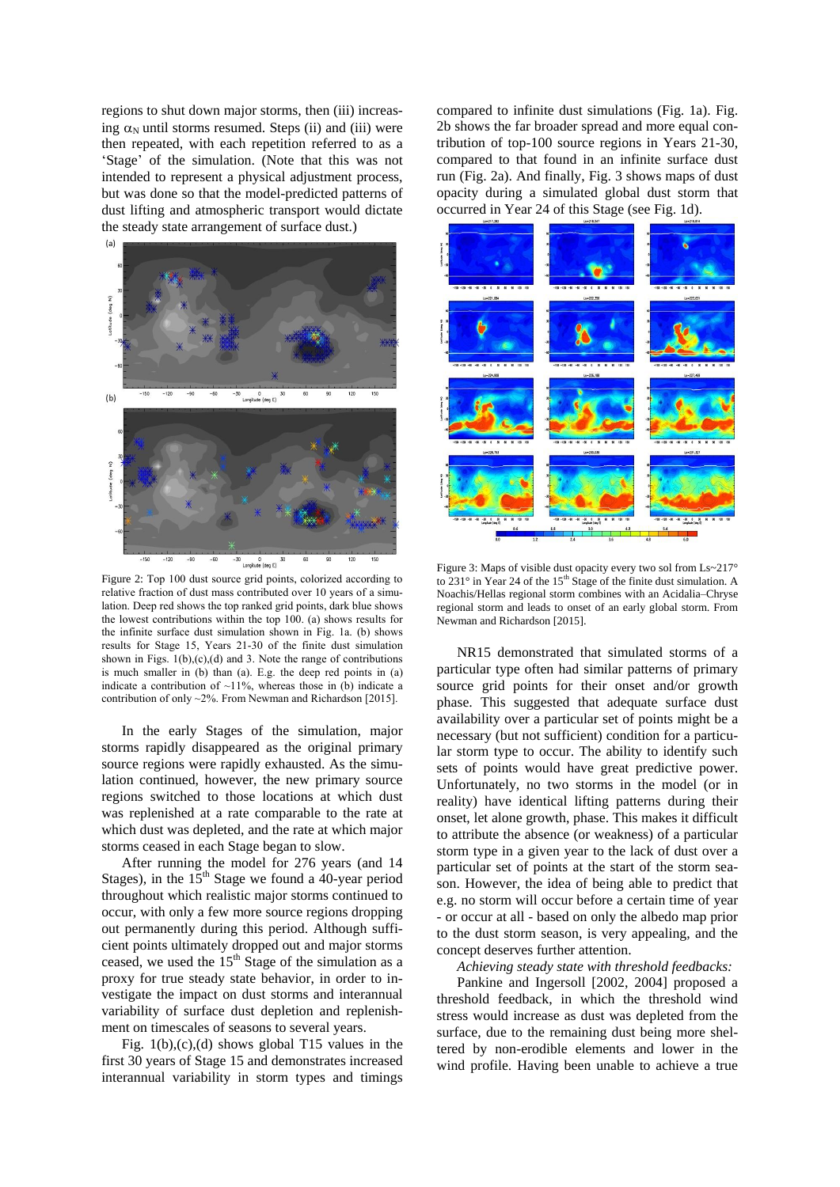regions to shut down major storms, then (iii) increasing $\alpha_N$ until storms resumed. Steps (ii) and (iii) were then repeated, with each repetition referred to as a 'Stage' of the simulation. (Note that this was not intended to represent a physical adjustment process, but was done so that the model-predicted patterns of dust lifting and atmospheric transport would dictate the steady state arrangement of surface dust.)

Figure 2: Top 100 dust source grid points, colorized according to relative fraction of dust mass contributed over 10 years of a simulation. Deep red shows the top ranked grid points, dark blue shows the lowest contributions within the top 100. (a) shows results for the infinite surface dust simulation shown in Fig. 1a. (b) shows results for Stage 15, Years 21-30 of the finite dust simulation shown in Figs. 1(b),(c),(d) and 3. Note the range of contributions is much smaller in (b) than (a). E.g. the deep red points in (a) indicate a contribution of ~11%, whereas those in (b) indicate a contribution of only ~2%. From Newman and Richardson [2015].

In the early Stages of the simulation, major storms rapidly disappeared as the original primary source regions were rapidly exhausted. As the simulation continued, however, the new primary source regions switched to those locations at which dust was replenished at a rate comparable to the rate at which dust was depleted, and the rate at which major storms ceased in each Stage began to slow.

After running the model for 276 years (and 14 Stages), in the 15th Stage we found a 40-year period throughout which realistic major storms continued to occur, with only a few more source regions dropping out permanently during this period. Although sufficient points ultimately dropped out and major storms ceased, we used the 15th Stage of the simulation as a proxy for true steady state behavior, in order to investigate the impact on dust storms and interannual variability of surface dust depletion and replenishment on timescales of seasons to several years.

Fig. 1(b),(c),(d) shows global T15 values in the first 30 years of Stage 15 and demonstrates increased interannual variability in storm types and timings compared to infinite dust simulations (Fig. 1a). Fig. 2b shows the far broader spread and more equal contribution of top-100 source regions in Years 21-30, compared to that found in an infinite surface dust run (Fig. 2a). And finally, Fig. 3 shows maps of dust opacity during a simulated global dust storm that occurred in Year 24 of this Stage (see Fig. 1d).

Figure 3: Maps of visible dust opacity every two sol from Ls~217° to 231° in Year 24 of the 15th Stage of the finite dust simulation. A Noachis/Hellas regional storm combines with an Acidalia–Chryse regional storm and leads to onset of an early global storm. From Newman and Richardson [2015].

NR15 demonstrated that simulated storms of a particular type often had similar patterns of primary source grid points for their onset and/or growth phase. This suggested that adequate surface dust availability over a particular set of points might be a necessary (but not sufficient) condition for a particular storm type to occur. The ability to identify such sets of points would have great predictive power. Unfortunately, no two storms in the model (or in reality) have identical lifting patterns during their onset, let alone growth, phase. This makes it difficult to attribute the absence (or weakness) of a particular storm type in a given year to the lack of dust over a particular set of points at the start of the storm season. However, the idea of being able to predict that e.g. no storm will occur before a certain time of year - or occur at all - based on only the albedo map prior to the dust storm season, is very appealing, and the concept deserves further attention.

*Achieving steady state with threshold feedbacks:* Pankine and Ingersoll [2002, 2004] proposed a threshold feedback, in which the threshold wind stress would increase as dust was depleted from the surface, due to the remaining dust being more sheltered by non-erodible elements and lower in the wind profile. Having been unable to achieve a true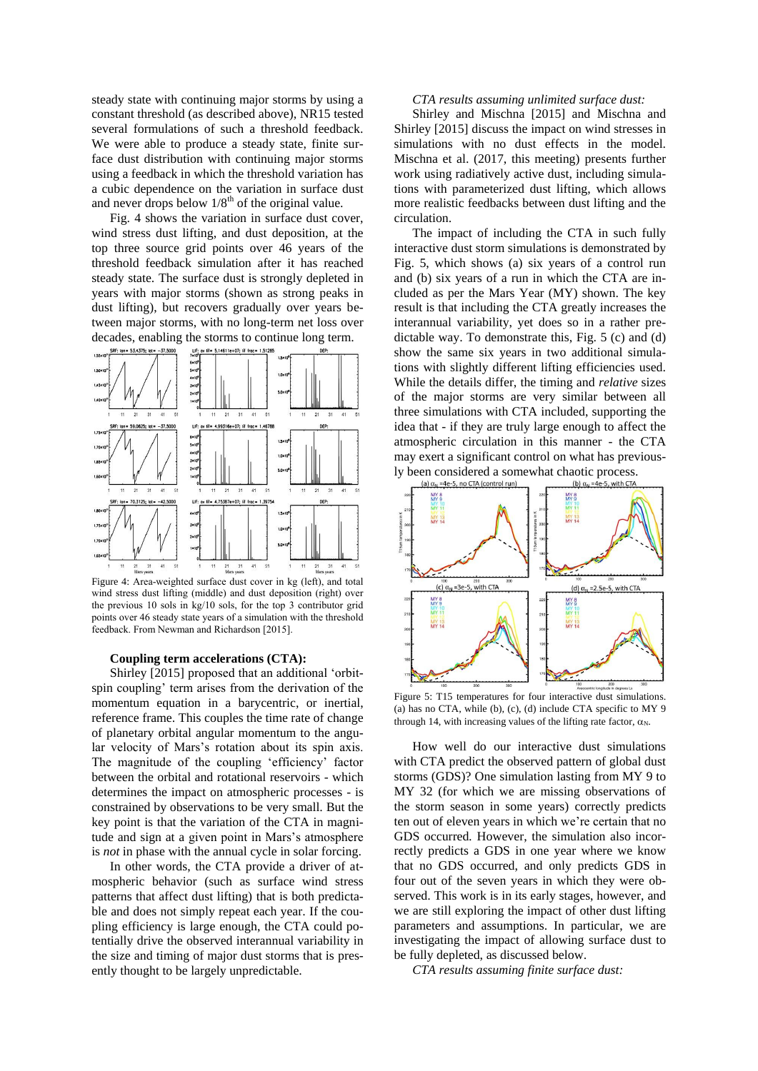steady state with continuing major storms by using a constant threshold (as described above), NR15 tested several formulations of such a threshold feedback. We were able to produce a steady state, finite surface dust distribution with continuing major storms using a feedback in which the threshold variation has a cubic dependence on the variation in surface dust and never drops below $1/8^{th}$ of the original value.

Fig. 4 shows the variation in surface dust cover, wind stress dust lifting, and dust deposition, at the top three source grid points over 46 years of the threshold feedback simulation after it has reached steady state. The surface dust is strongly depleted in years with major storms (shown as strong peaks in dust lifting), but recovers gradually over years between major storms, with no long-term net loss over decades, enabling the storms to continue long term.

Figure 4: Area-weighted surface dust cover in kg (left), and total wind stress dust lifting (middle) and dust deposition (right) over the previous 10 sols in kg/10 sols, for the top 3 contributor grid points over 46 steady state years of a simulation with the threshold feedback. From Newman and Richardson [2015].

**Coupling term accelerations (CTA):**

Shirley [2015] proposed that an additional 'orbit-spin coupling' term arises from the derivation of the momentum equation in a barycentric, or inertial, reference frame. This couples the time rate of change of planetary orbital angular momentum to the angular velocity of Mars's rotation about its spin axis. The magnitude of the coupling 'efficiency' factor between the orbital and rotational reservoirs - which determines the impact on atmospheric processes - is constrained by observations to be very small. But the key point is that the variation of the CTA in magnitude and sign at a given point in Mars's atmosphere is *not* in phase with the annual cycle in solar forcing.

In other words, the CTA provide a driver of atmospheric behavior (such as surface wind stress patterns that affect dust lifting) that is both predictable and does not simply repeat each year. If the coupling efficiency is large enough, the CTA could potentially drive the observed interannual variability in the size and timing of major dust storms that is presently thought to be largely unpredictable.

*CTA results assuming unlimited surface dust:*

Shirley and Mischna [2015] and Mischna and Shirley [2015] discuss the impact on wind stresses in simulations with no dust effects in the model. Mischna et al. (2017, this meeting) presents further work using radiatively active dust, including simulations with parameterized dust lifting, which allows more realistic feedbacks between dust lifting and the circulation.

The impact of including the CTA in such fully interactive dust storm simulations is demonstrated by Fig. 5, which shows (a) six years of a control run and (b) six years of a run in which the CTA are included as per the Mars Year (MY) shown. The key result is that including the CTA greatly increases the interannual variability, yet does so in a rather predictable way. To demonstrate this, Fig. 5 (c) and (d) show the same six years in two additional simulations with slightly different lifting efficiencies used. While the details differ, the timing and *relative* sizes of the major storms are very similar between all three simulations with CTA included, supporting the idea that - if they are truly large enough to affect the atmospheric circulation in this manner - the CTA may exert a significant control on what has previously been considered a somewhat chaotic process.

Figure 5: T15 temperatures for four interactive dust simulations. (a) has no CTA, while (b), (c), (d) include CTA specific to MY 9 through 14, with increasing values of the lifting rate factor, $\alpha_N$.

How well do our interactive dust simulations with CTA predict the observed pattern of global dust storms (GDS)? One simulation lasting from MY 9 to MY 32 (for which we are missing observations of the storm season in some years) correctly predicts ten out of eleven years in which we're certain that no GDS occurred. However, the simulation also incorrectly predicts a GDS in one year where we know that no GDS occurred, and only predicts GDS in four out of the seven years in which they were observed. This work is in its early stages, however, and we are still exploring the impact of other dust lifting parameters and assumptions. In particular, we are investigating the impact of allowing surface dust to be fully depleted, as discussed below.

*CTA results assuming finite surface dust:*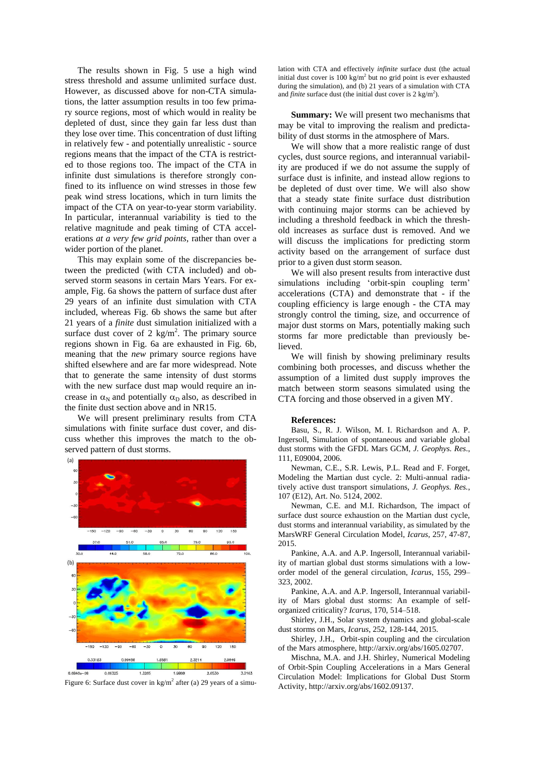The results shown in Fig. 5 use a high wind stress threshold and assume unlimited surface dust. However, as discussed above for non-CTA simulations, the latter assumption results in too few primary source regions, most of which would in reality be depleted of dust, since they gain far less dust than they lose over time. This concentration of dust lifting in relatively few - and potentially unrealistic - source regions means that the impact of the CTA is restricted to those regions too. The impact of the CTA in infinite dust simulations is therefore strongly confined to its influence on wind stresses in those few peak wind stress locations, which in turn limits the impact of the CTA on year-to-year storm variability. In particular, interannual variability is tied to the relative magnitude and peak timing of CTA accelerations *at a very few grid points*, rather than over a wider portion of the planet.

This may explain some of the discrepancies between the predicted (with CTA included) and observed storm seasons in certain Mars Years. For example, Fig. 6a shows the pattern of surface dust after 29 years of an infinite dust simulation with CTA included, whereas Fig. 6b shows the same but after 21 years of a *finite* dust simulation initialized with a surface dust cover of 2 kg/m$^2$. The primary source regions shown in Fig. 6a are exhausted in Fig. 6b, meaning that the *new* primary source regions have shifted elsewhere and are far more widespread. Note that to generate the same intensity of dust storms with the new surface dust map would require an increase in $\alpha_N$ and potentially $\alpha_D$ also, as described in the finite dust section above and in NR15.

We will present preliminary results from CTA simulations with finite surface dust cover, and discuss whether this improves the match to the observed pattern of dust storms.

Figure 6: Surface dust cover in kg/m$^2$ after (a) 29 years of a simulation with CTA and effectively *infinite* surface dust (the actual initial dust cover is 100 kg/m$^2$ but no grid point is ever exhausted during the simulation), and (b) 21 years of a simulation with CTA and *finite* surface dust (the initial dust cover is 2 kg/m$^2$).

**Summary:** We will present two mechanisms that may be vital to improving the realism and predictability of dust storms in the atmosphere of Mars.

We will show that a more realistic range of dust cycles, dust source regions, and interannual variability are produced if we do not assume the supply of surface dust is infinite, and instead allow regions to be depleted of dust over time. We will also show that a steady state finite surface dust distribution with continuing major storms can be achieved by including a threshold feedback in which the threshold increases as surface dust is removed. And we will discuss the implications for predicting storm activity based on the arrangement of surface dust prior to a given dust storm season.

We will also present results from interactive dust simulations including 'orbit-spin coupling term' accelerations (CTA) and demonstrate that - if the coupling efficiency is large enough - the CTA may strongly control the timing, size, and occurrence of major dust storms on Mars, potentially making such storms far more predictable than previously believed.

We will finish by showing preliminary results combining both processes, and discuss whether the assumption of a limited dust supply improves the match between storm seasons simulated using the CTA forcing and those observed in a given MY.

**References:**

Basu, S., R. J. Wilson, M. I. Richardson and A. P. Ingersoll, Simulation of spontaneous and variable global dust storms with the GFDL Mars GCM, *J. Geophys. Res*., 111, E09004, 2006.

Newman, C.E., S.R. Lewis, P.L. Read and F. Forget, Modeling the Martian dust cycle. 2: Multi-annual radiatively active dust transport simulations, *J. Geophys. Res.*, 107 (E12), Art. No. 5124, 2002.

Newman, C.E. and M.I. Richardson, The impact of surface dust source exhaustion on the Martian dust cycle, dust storms and interannual variability, as simulated by the MarsWRF General Circulation Model, *Icarus*, 257, 47-87, 2015.

Pankine, A.A. and A.P. Ingersoll, Interannual variability of martian global dust storms simulations with a low-order model of the general circulation, *Icarus*, 155, 299–323, 2002.

Pankine, A.A. and A.P. Ingersoll, Interannual variability of Mars global dust storms: An example of self-organized criticality? *Icarus*, 170, 514–518.

Shirley, J.H., Solar system dynamics and global-scale dust storms on Mars, *Icarus*, 252, 128-144, 2015.

Shirley, J.H., Orbit-spin coupling and the circulation of the Mars atmosphere, http://arxiv.org/abs/1605.02707.

Mischna, M.A. and J.H. Shirley, Numerical Modeling of Orbit-Spin Coupling Accelerations in a Mars General Circulation Model: Implications for Global Dust Storm Activity, http://arxiv.org/abs/1602.09137.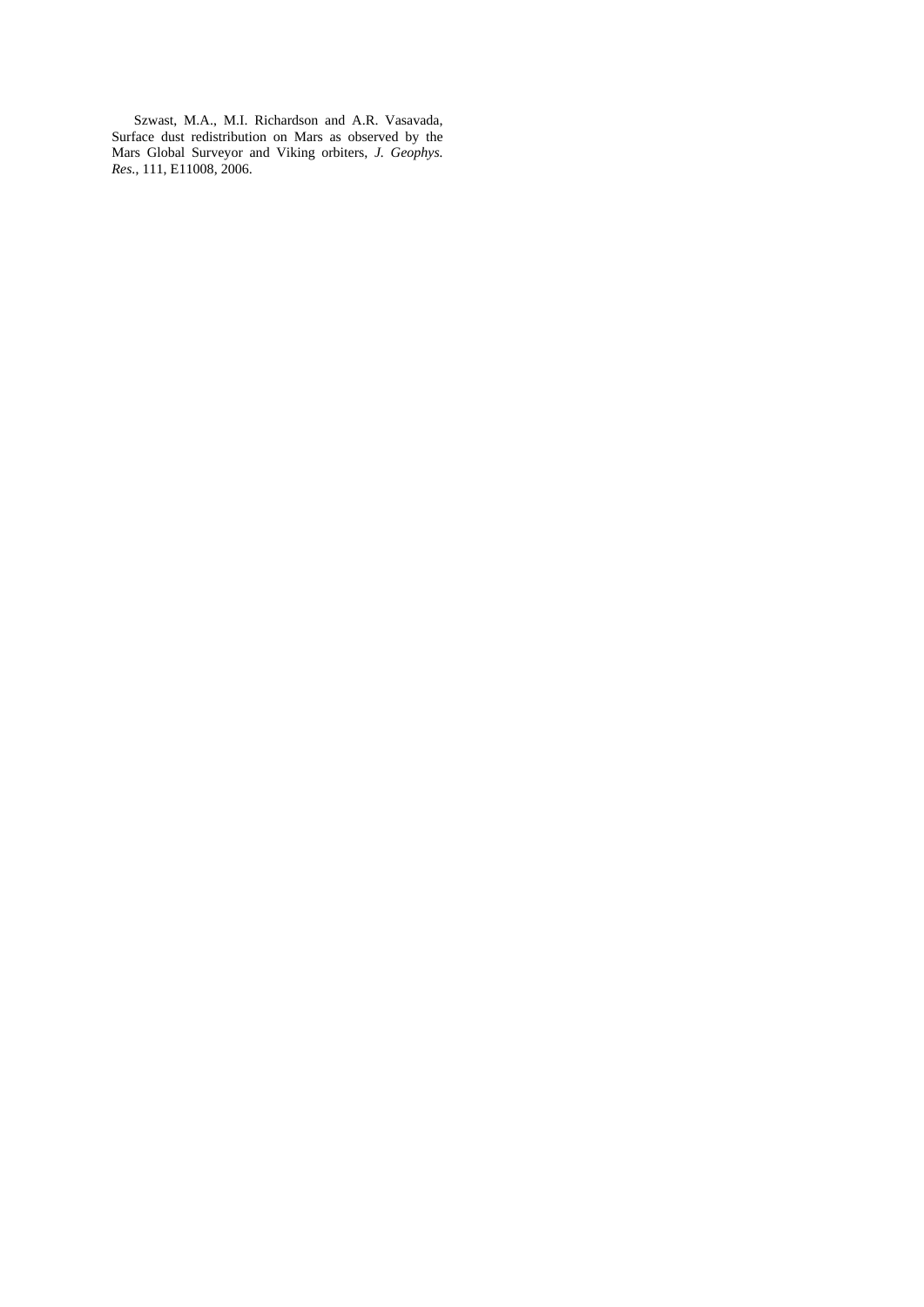Szwast, M.A., M.I. Richardson and A.R. Vasavada, Surface dust redistribution on Mars as observed by the Mars Global Surveyor and Viking orbiters, *J. Geophys. Res.*, 111, E11008, 2006.